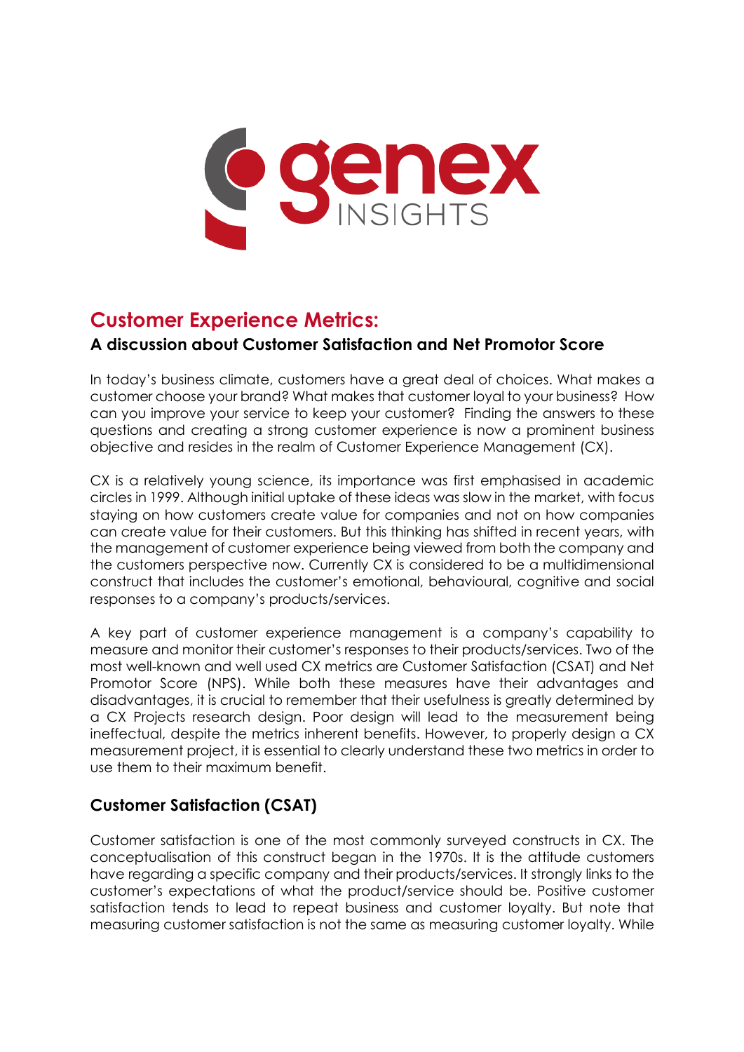# Customer Experience Metrics:

## A discussion about Customer Satisfaction and Net Promotor Score

In today's business climate, customers have a great deal of choices. What makes a customer choose your brand? What makes that customer loyal to your business? How can you improve your service to keep your customer? Finding the answers to these questions and creating a strong customer experience is now a prominent business objective and resides in the realm of Customer Experience Management (CX).

CX is a relatively young science, its importance was first emphasised in academic circles in 1999. Although initial uptake of these ideas was slow in the market, with focus staying on how customers create value for companies and not on how companies can create value for their customers. But this thinking has shifted in recent years, with the management of customer experience being viewed from both the company and the customers perspective now. Currently CX is considered to be a multidimensional construct that includes the customer's emotional, behavioural, cognitive and social responses to a company's products/services.

A key part of customer experience management is a company's capability to measure and monitor their customer's responses to their products/services. Two of the most well-known and well used CX metrics are Customer Satisfaction (CSAT) and Net Promotor Score (NPS). While both these measures have their advantages and disadvantages, it is crucial to remember that their usefulness is greatly determined by a CX Projects research design. Poor design will lead to the measurement being ineffectual, despite the metrics inherent benefits. However, to properly design a CX measurement project, it is essential to clearly understand these two metrics in order to use them to their maximum benefit.

### Customer Satisfaction (CSAT)

Customer satisfaction is one of the most commonly surveyed constructs in CX. The conceptualisation of this construct began in the 1970s. It is the attitude customers have regarding a specific company and their products/services. It strongly links to the customer's expectations of what the product/service should be. Positive customer satisfaction tends to lead to repeat business and customer loyalty. But note that measuring customer satisfaction is not the same as measuring customer loyalty. While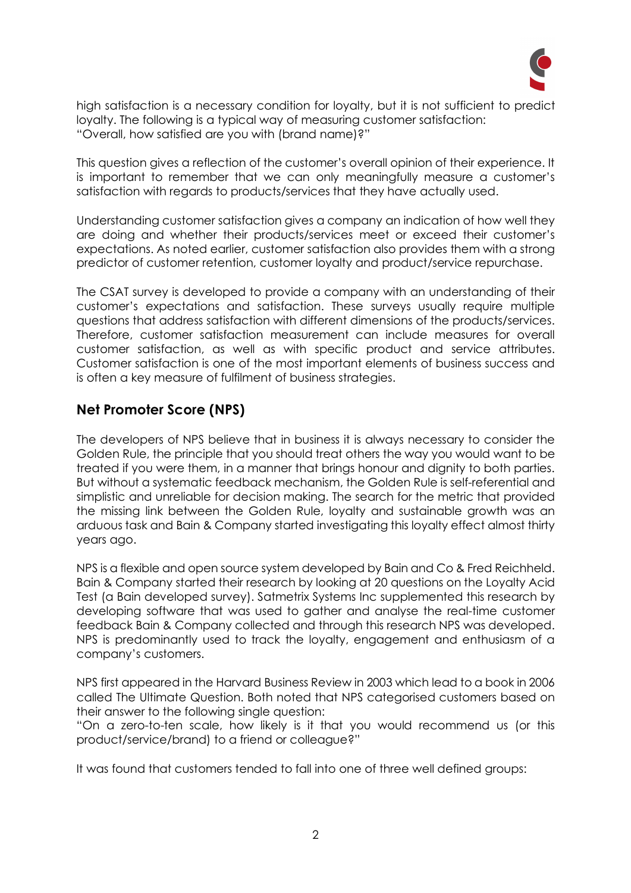high satisfaction is a necessary condition for loyalty, but it is not sufficient to predict loyalty. The following is a typical way of measuring customer satisfaction:
"Overall, how satisfied are you with (brand name)?"

This question gives a reflection of the customer's overall opinion of their experience. It is important to remember that we can only meaningfully measure a customer's satisfaction with regards to products/services that they have actually used.

Understanding customer satisfaction gives a company an indication of how well they are doing and whether their products/services meet or exceed their customer's expectations. As noted earlier, customer satisfaction also provides them with a strong predictor of customer retention, customer loyalty and product/service repurchase.

The CSAT survey is developed to provide a company with an understanding of their customer's expectations and satisfaction. These surveys usually require multiple questions that address satisfaction with different dimensions of the products/services. Therefore, customer satisfaction measurement can include measures for overall customer satisfaction, as well as with specific product and service attributes. Customer satisfaction is one of the most important elements of business success and is often a key measure of fulfilment of business strategies.

## Net Promoter Score (NPS)

The developers of NPS believe that in business it is always necessary to consider the Golden Rule, the principle that you should treat others the way you would want to be treated if you were them, in a manner that brings honour and dignity to both parties. But without a systematic feedback mechanism, the Golden Rule is self-referential and simplistic and unreliable for decision making. The search for the metric that provided the missing link between the Golden Rule, loyalty and sustainable growth was an arduous task and Bain & Company started investigating this loyalty effect almost thirty years ago.

NPS is a flexible and open source system developed by Bain and Co & Fred Reichheld. Bain & Company started their research by looking at 20 questions on the Loyalty Acid Test (a Bain developed survey). Satmetrix Systems Inc supplemented this research by developing software that was used to gather and analyse the real-time customer feedback Bain & Company collected and through this research NPS was developed. NPS is predominantly used to track the loyalty, engagement and enthusiasm of a company's customers.

NPS first appeared in the Harvard Business Review in 2003 which lead to a book in 2006 called The Ultimate Question. Both noted that NPS categorised customers based on their answer to the following single question:
"On a zero-to-ten scale, how likely is it that you would recommend us (or this product/service/brand) to a friend or colleague?"

It was found that customers tended to fall into one of three well defined groups: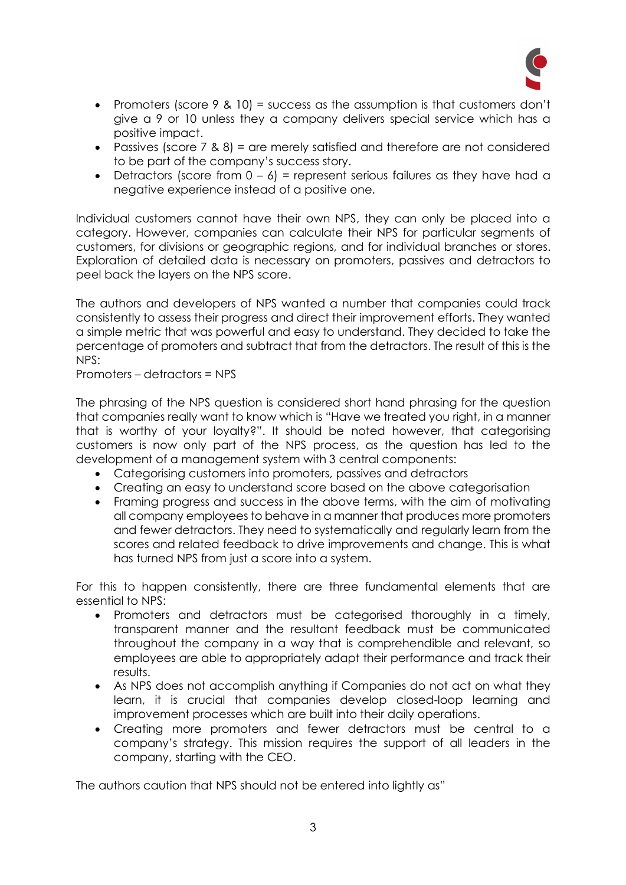- Promoters (score 9 & 10) = success as the assumption is that customers don't give a 9 or 10 unless they a company delivers special service which has a positive impact.
- Passives (score 7 & 8) = are merely satisfied and therefore are not considered to be part of the company's success story.
- Detractors (score from 0 – 6) = represent serious failures as they have had a negative experience instead of a positive one.

Individual customers cannot have their own NPS, they can only be placed into a category. However, companies can calculate their NPS for particular segments of customers, for divisions or geographic regions, and for individual branches or stores. Exploration of detailed data is necessary on promoters, passives and detractors to peel back the layers on the NPS score.

The authors and developers of NPS wanted a number that companies could track consistently to assess their progress and direct their improvement efforts. They wanted a simple metric that was powerful and easy to understand. They decided to take the percentage of promoters and subtract that from the detractors. The result of this is the NPS:

Promoters – detractors = NPS

The phrasing of the NPS question is considered short hand phrasing for the question that companies really want to know which is "Have we treated you right, in a manner that is worthy of your loyalty?". It should be noted however, that categorising customers is now only part of the NPS process, as the question has led to the development of a management system with 3 central components:

- Categorising customers into promoters, passives and detractors
- Creating an easy to understand score based on the above categorisation
- Framing progress and success in the above terms, with the aim of motivating all company employees to behave in a manner that produces more promoters and fewer detractors. They need to systematically and regularly learn from the scores and related feedback to drive improvements and change. This is what has turned NPS from just a score into a system.

For this to happen consistently, there are three fundamental elements that are essential to NPS:

- Promoters and detractors must be categorised thoroughly in a timely, transparent manner and the resultant feedback must be communicated throughout the company in a way that is comprehendible and relevant, so employees are able to appropriately adapt their performance and track their results.
- As NPS does not accomplish anything if Companies do not act on what they learn, it is crucial that companies develop closed-loop learning and improvement processes which are built into their daily operations.
- Creating more promoters and fewer detractors must be central to a company's strategy. This mission requires the support of all leaders in the company, starting with the CEO.

The authors caution that NPS should not be entered into lightly as"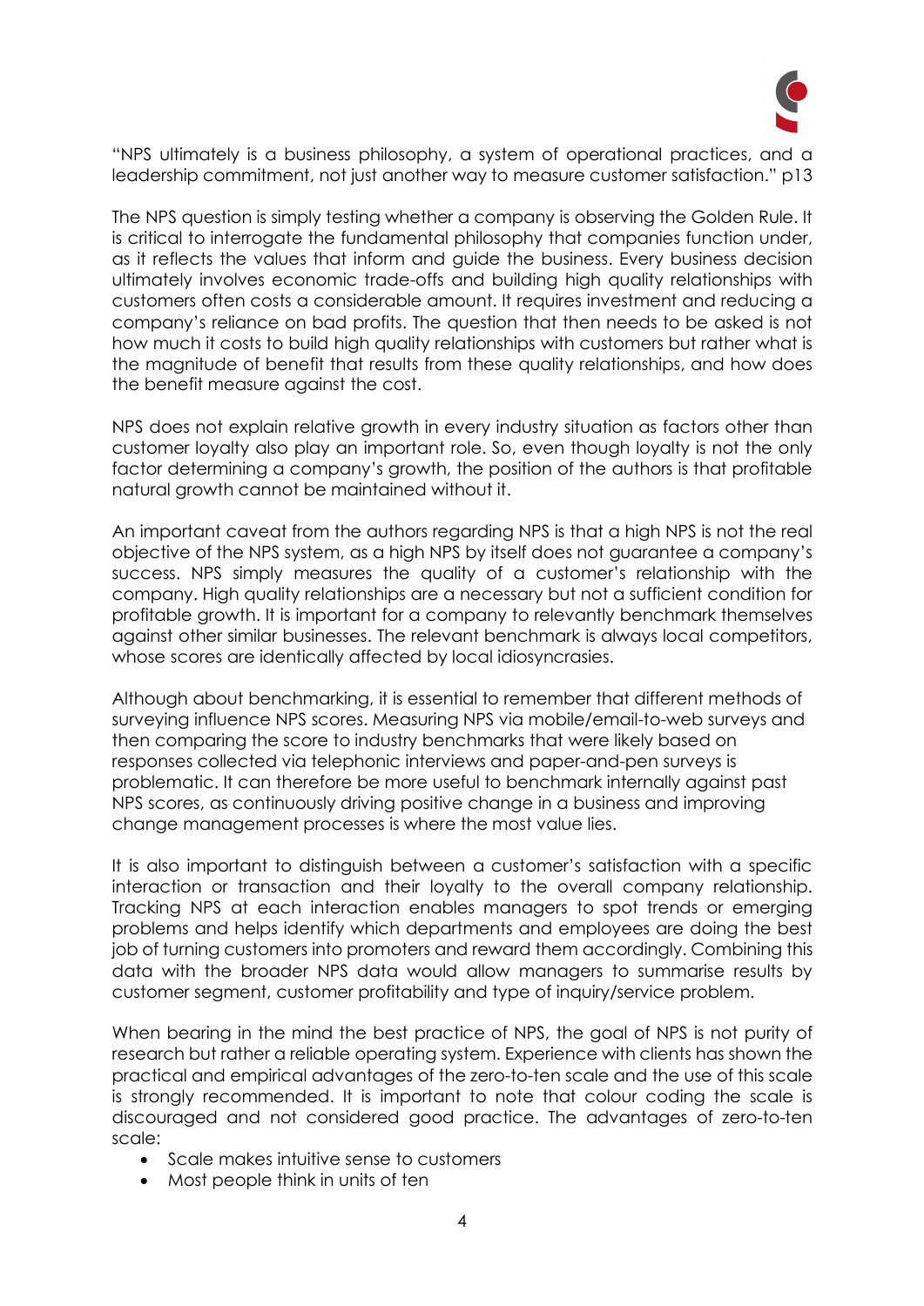"NPS ultimately is a business philosophy, a system of operational practices, and a leadership commitment, not just another way to measure customer satisfaction." p13

The NPS question is simply testing whether a company is observing the Golden Rule. It is critical to interrogate the fundamental philosophy that companies function under, as it reflects the values that inform and guide the business. Every business decision ultimately involves economic trade-offs and building high quality relationships with customers often costs a considerable amount. It requires investment and reducing a company's reliance on bad profits. The question that then needs to be asked is not how much it costs to build high quality relationships with customers but rather what is the magnitude of benefit that results from these quality relationships, and how does the benefit measure against the cost.

NPS does not explain relative growth in every industry situation as factors other than customer loyalty also play an important role. So, even though loyalty is not the only factor determining a company's growth, the position of the authors is that profitable natural growth cannot be maintained without it.

An important caveat from the authors regarding NPS is that a high NPS is not the real objective of the NPS system, as a high NPS by itself does not guarantee a company's success. NPS simply measures the quality of a customer's relationship with the company. High quality relationships are a necessary but not a sufficient condition for profitable growth. It is important for a company to relevantly benchmark themselves against other similar businesses. The relevant benchmark is always local competitors, whose scores are identically affected by local idiosyncrasies.

Although about benchmarking, it is essential to remember that different methods of surveying influence NPS scores. Measuring NPS via mobile/email-to-web surveys and then comparing the score to industry benchmarks that were likely based on responses collected via telephonic interviews and paper-and-pen surveys is problematic. It can therefore be more useful to benchmark internally against past NPS scores, as continuously driving positive change in a business and improving change management processes is where the most value lies.

It is also important to distinguish between a customer's satisfaction with a specific interaction or transaction and their loyalty to the overall company relationship. Tracking NPS at each interaction enables managers to spot trends or emerging problems and helps identify which departments and employees are doing the best job of turning customers into promoters and reward them accordingly. Combining this data with the broader NPS data would allow managers to summarise results by customer segment, customer profitability and type of inquiry/service problem.

When bearing in the mind the best practice of NPS, the goal of NPS is not purity of research but rather a reliable operating system. Experience with clients has shown the practical and empirical advantages of the zero-to-ten scale and the use of this scale is strongly recommended. It is important to note that colour coding the scale is discouraged and not considered good practice. The advantages of zero-to-ten scale:

- Scale makes intuitive sense to customers
- Most people think in units of ten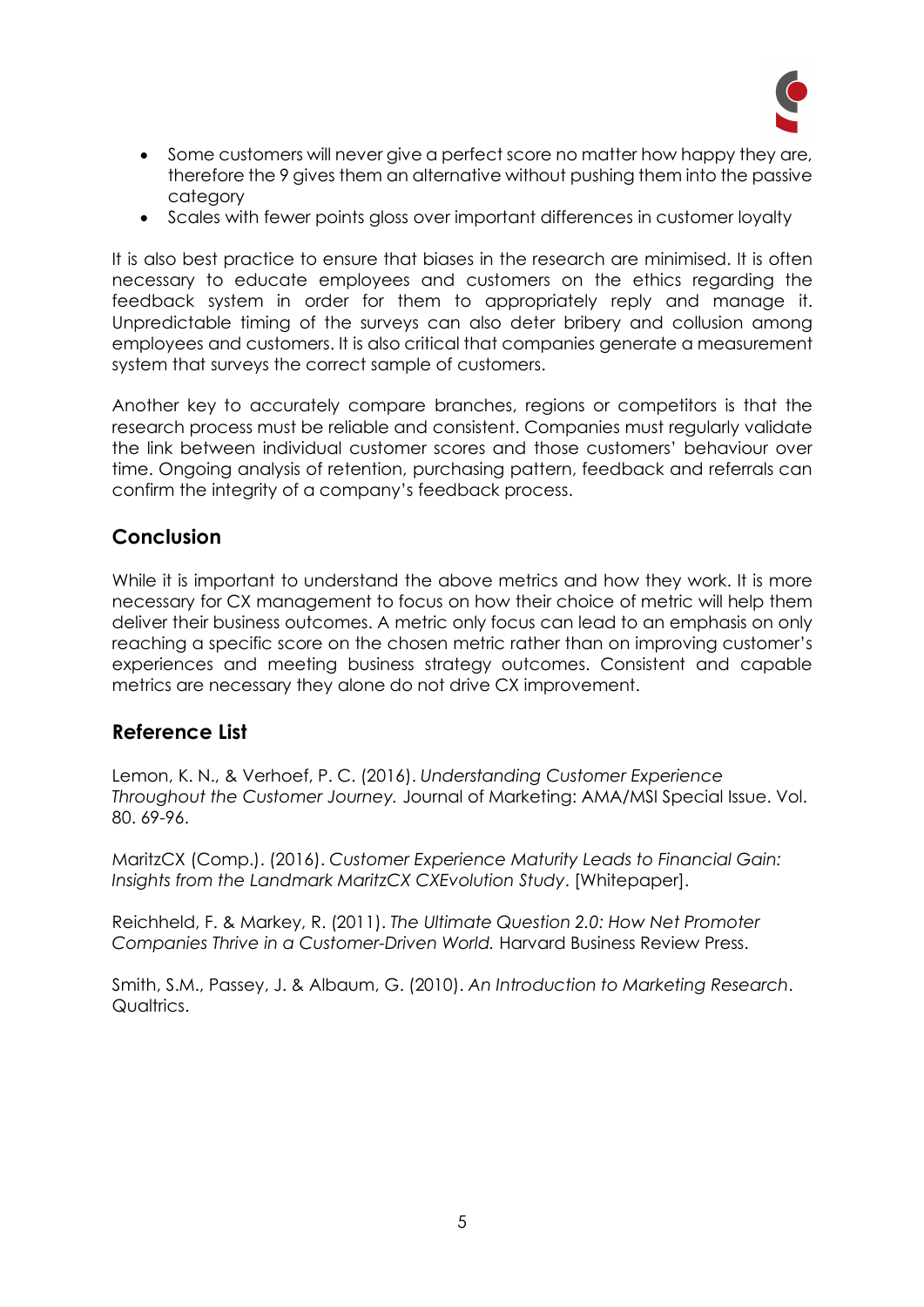- Some customers will never give a perfect score no matter how happy they are, therefore the 9 gives them an alternative without pushing them into the passive category
- Scales with fewer points gloss over important differences in customer loyalty

It is also best practice to ensure that biases in the research are minimised. It is often necessary to educate employees and customers on the ethics regarding the feedback system in order for them to appropriately reply and manage it. Unpredictable timing of the surveys can also deter bribery and collusion among employees and customers. It is also critical that companies generate a measurement system that surveys the correct sample of customers.

Another key to accurately compare branches, regions or competitors is that the research process must be reliable and consistent. Companies must regularly validate the link between individual customer scores and those customers' behaviour over time. Ongoing analysis of retention, purchasing pattern, feedback and referrals can confirm the integrity of a company's feedback process.

## Conclusion

While it is important to understand the above metrics and how they work. It is more necessary for CX management to focus on how their choice of metric will help them deliver their business outcomes. A metric only focus can lead to an emphasis on only reaching a specific score on the chosen metric rather than on improving customer's experiences and meeting business strategy outcomes. Consistent and capable metrics are necessary they alone do not drive CX improvement.

## Reference List

Lemon, K. N., & Verhoef, P. C. (2016). *Understanding Customer Experience Throughout the Customer Journey.* Journal of Marketing: AMA/MSI Special Issue. Vol. 80. 69-96.

MaritzCX (Comp.). (2016). *Customer Experience Maturity Leads to Financial Gain: Insights from the Landmark MaritzCX CXEvolution Study*. [Whitepaper].

Reichheld, F. & Markey, R. (2011). *The Ultimate Question 2.0: How Net Promoter Companies Thrive in a Customer-Driven World.* Harvard Business Review Press.

Smith, S.M., Passey, J. & Albaum, G. (2010). *An Introduction to Marketing Research*. Qualtrics.